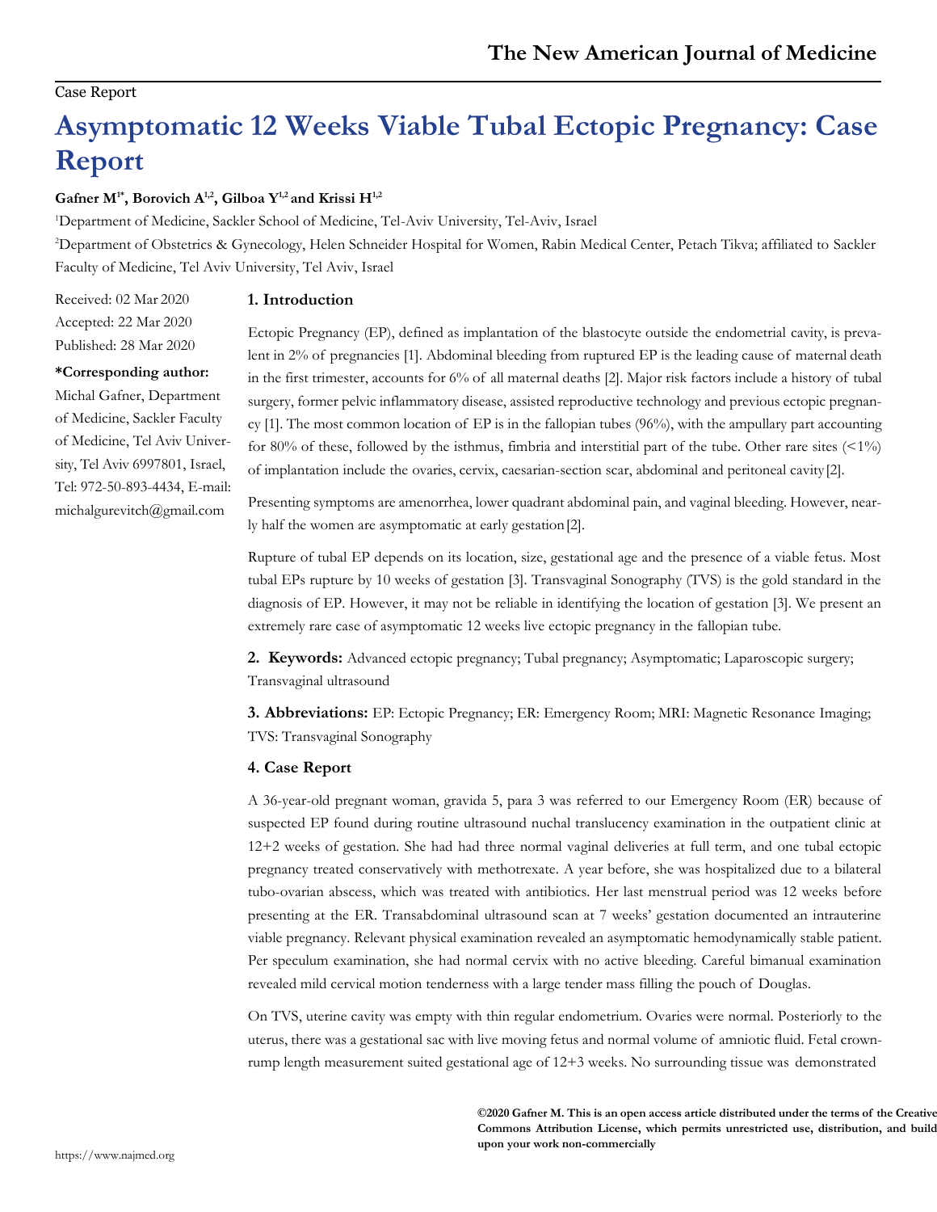Case Report

# Asymptomatic 12 Weeks Viable Tubal Ectopic Pregnancy: Case Report

**Gafner M[1*], Borovich A[1,2], Gilboa Y[1,2] and Krissi H[1,2]**

[1]Department of Medicine, Sackler School of Medicine, Tel-Aviv University, Tel-Aviv, Israel

[2]Department of Obstetrics & Gynecology, Helen Schneider Hospital for Women, Rabin Medical Center, Petach Tikva; affiliated to Sackler Faculty of Medicine, Tel Aviv University, Tel Aviv, Israel

Received: 02 Mar 2020
Accepted: 22 Mar 2020
Published: 28 Mar 2020

**\*Corresponding author:**
Michal Gafner, Department of Medicine, Sackler Faculty of Medicine, Tel Aviv University, Tel Aviv 6997801, Israel, Tel: 972-50-893-4434, E-mail: michalgurevitch@gmail.com

## 1. Introduction

Ectopic Pregnancy (EP), defined as implantation of the blastocyte outside the endometrial cavity, is prevalent in 2% of pregnancies [1]. Abdominal bleeding from ruptured EP is the leading cause of maternal death in the first trimester, accounts for 6% of all maternal deaths [2]. Major risk factors include a history of tubal surgery, former pelvic inflammatory disease, assisted reproductive technology and previous ectopic pregnancy [1]. The most common location of EP is in the fallopian tubes (96%), with the ampullary part accounting for 80% of these, followed by the isthmus, fimbria and interstitial part of the tube. Other rare sites (<1%) of implantation include the ovaries, cervix, caesarian-section scar, abdominal and peritoneal cavity [2].

Presenting symptoms are amenorrhea, lower quadrant abdominal pain, and vaginal bleeding. However, nearly half the women are asymptomatic at early gestation [2].

Rupture of tubal EP depends on its location, size, gestational age and the presence of a viable fetus. Most tubal EPs rupture by 10 weeks of gestation [3]. Transvaginal Sonography (TVS) is the gold standard in the diagnosis of EP. However, it may not be reliable in identifying the location of gestation [3]. We present an extremely rare case of asymptomatic 12 weeks live ectopic pregnancy in the fallopian tube.

**2. Keywords:** Advanced ectopic pregnancy; Tubal pregnancy; Asymptomatic; Laparoscopic surgery; Transvaginal ultrasound

**3. Abbreviations:** EP: Ectopic Pregnancy; ER: Emergency Room; MRI: Magnetic Resonance Imaging; TVS: Transvaginal Sonography

## 4. Case Report

A 36-year-old pregnant woman, gravida 5, para 3 was referred to our Emergency Room (ER) because of suspected EP found during routine ultrasound nuchal translucency examination in the outpatient clinic at 12+2 weeks of gestation. She had had three normal vaginal deliveries at full term, and one tubal ectopic pregnancy treated conservatively with methotrexate. A year before, she was hospitalized due to a bilateral tubo-ovarian abscess, which was treated with antibiotics. Her last menstrual period was 12 weeks before presenting at the ER. Transabdominal ultrasound scan at 7 weeks' gestation documented an intrauterine viable pregnancy. Relevant physical examination revealed an asymptomatic hemodynamically stable patient. Per speculum examination, she had normal cervix with no active bleeding. Careful bimanual examination revealed mild cervical motion tenderness with a large tender mass filling the pouch of Douglas.

On TVS, uterine cavity was empty with thin regular endometrium. Ovaries were normal. Posteriorly to the uterus, there was a gestational sac with live moving fetus and normal volume of amniotic fluid. Fetal crown-rump length measurement suited gestational age of 12+3 weeks. No surrounding tissue was demonstrated

©2020 Gafner M. This is an open access article distributed under the terms of the Creative Commons Attribution License, which permits unrestricted use, distribution, and build upon your work non-commercially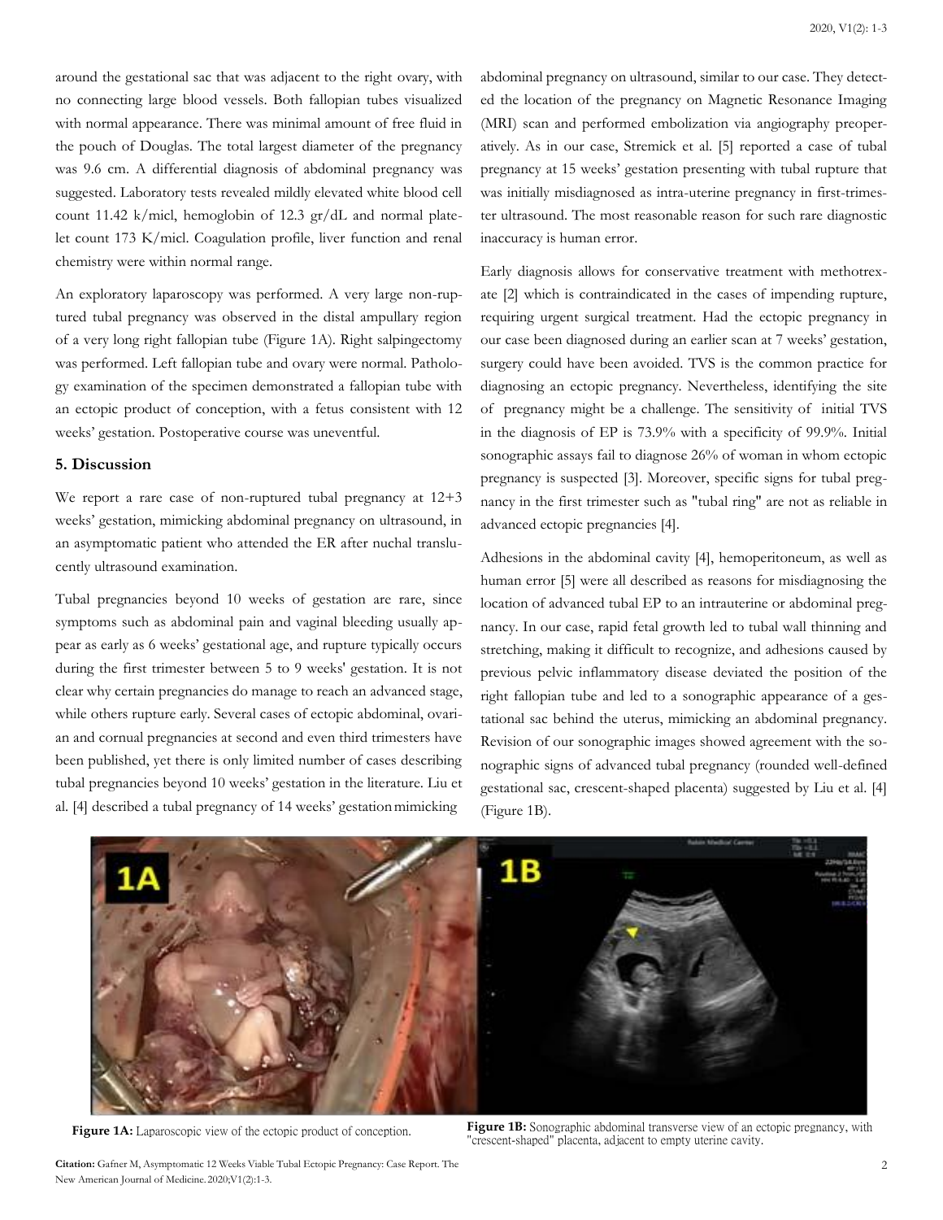around the gestational sac that was adjacent to the right ovary, with no connecting large blood vessels. Both fallopian tubes visualized with normal appearance. There was minimal amount of free fluid in the pouch of Douglas. The total largest diameter of the pregnancy was 9.6 cm. A differential diagnosis of abdominal pregnancy was suggested. Laboratory tests revealed mildly elevated white blood cell count 11.42 k/micl, hemoglobin of 12.3 gr/dL and normal platelet count 173 K/micl. Coagulation profile, liver function and renal chemistry were within normal range.

An exploratory laparoscopy was performed. A very large non-ruptured tubal pregnancy was observed in the distal ampullary region of a very long right fallopian tube (Figure 1A). Right salpingectomy was performed. Left fallopian tube and ovary were normal. Pathology examination of the specimen demonstrated a fallopian tube with an ectopic product of conception, with a fetus consistent with 12 weeks' gestation. Postoperative course was uneventful.

## 5. Discussion

We report a rare case of non-ruptured tubal pregnancy at 12+3 weeks' gestation, mimicking abdominal pregnancy on ultrasound, in an asymptomatic patient who attended the ER after nuchal translucently ultrasound examination.

Tubal pregnancies beyond 10 weeks of gestation are rare, since symptoms such as abdominal pain and vaginal bleeding usually appear as early as 6 weeks' gestational age, and rupture typically occurs during the first trimester between 5 to 9 weeks' gestation. It is not clear why certain pregnancies do manage to reach an advanced stage, while others rupture early. Several cases of ectopic abdominal, ovarian and cornual pregnancies at second and even third trimesters have been published, yet there is only limited number of cases describing tubal pregnancies beyond 10 weeks' gestation in the literature. Liu et al. [4] described a tubal pregnancy of 14 weeks' gestation mimicking abdominal pregnancy on ultrasound, similar to our case. They detected the location of the pregnancy on Magnetic Resonance Imaging (MRI) scan and performed embolization via angiography preoperatively. As in our case, Stremick et al. [5] reported a case of tubal pregnancy at 15 weeks' gestation presenting with tubal rupture that was initially misdiagnosed as intra-uterine pregnancy in first-trimester ultrasound. The most reasonable reason for such rare diagnostic inaccuracy is human error.

Early diagnosis allows for conservative treatment with methotrexate [2] which is contraindicated in the cases of impending rupture, requiring urgent surgical treatment. Had the ectopic pregnancy in our case been diagnosed during an earlier scan at 7 weeks' gestation, surgery could have been avoided. TVS is the common practice for diagnosing an ectopic pregnancy. Nevertheless, identifying the site of pregnancy might be a challenge. The sensitivity of initial TVS in the diagnosis of EP is 73.9% with a specificity of 99.9%. Initial sonographic assays fail to diagnose 26% of woman in whom ectopic pregnancy is suspected [3]. Moreover, specific signs for tubal pregnancy in the first trimester such as "tubal ring" are not as reliable in advanced ectopic pregnancies [4].

Adhesions in the abdominal cavity [4], hemoperitoneum, as well as human error [5] were all described as reasons for misdiagnosing the location of advanced tubal EP to an intrauterine or abdominal pregnancy. In our case, rapid fetal growth led to tubal wall thinning and stretching, making it difficult to recognize, and adhesions caused by previous pelvic inflammatory disease deviated the position of the right fallopian tube and led to a sonographic appearance of a gestational sac behind the uterus, mimicking an abdominal pregnancy. Revision of our sonographic images showed agreement with the sonographic signs of advanced tubal pregnancy (rounded well-defined gestational sac, crescent-shaped placenta) suggested by Liu et al. [4] (Figure 1B).

**Figure 1A:** Laparoscopic view of the ectopic product of conception.

**Figure 1B:** Sonographic abdominal transverse view of an ectopic pregnancy, with "crescent-shaped" placenta, adjacent to empty uterine cavity.

**Citation:** Gafner M, Asymptomatic 12 Weeks Viable Tubal Ectopic Pregnancy: Case Report. The New American Journal of Medicine. 2020;V1(2):1-3.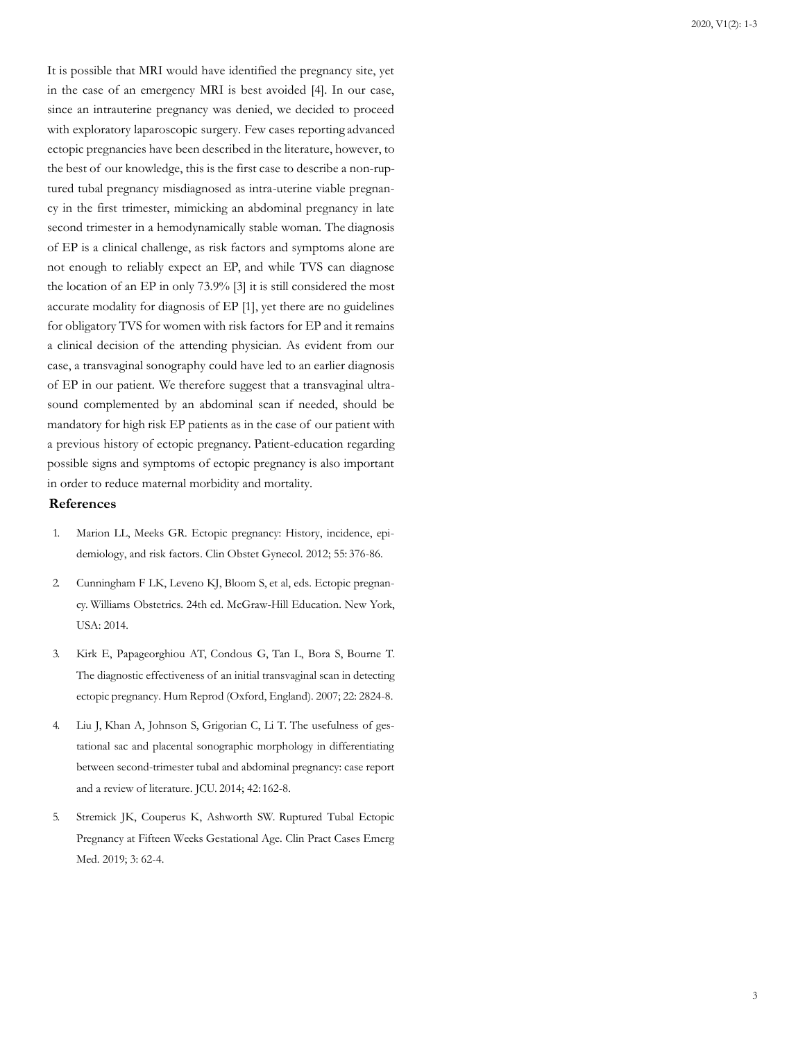It is possible that MRI would have identified the pregnancy site, yet in the case of an emergency MRI is best avoided [4]. In our case, since an intrauterine pregnancy was denied, we decided to proceed with exploratory laparoscopic surgery. Few cases reporting advanced ectopic pregnancies have been described in the literature, however, to the best of our knowledge, this is the first case to describe a non-ruptured tubal pregnancy misdiagnosed as intra-uterine viable pregnancy in the first trimester, mimicking an abdominal pregnancy in late second trimester in a hemodynamically stable woman. The diagnosis of EP is a clinical challenge, as risk factors and symptoms alone are not enough to reliably expect an EP, and while TVS can diagnose the location of an EP in only 73.9% [3] it is still considered the most accurate modality for diagnosis of EP [1], yet there are no guidelines for obligatory TVS for women with risk factors for EP and it remains a clinical decision of the attending physician. As evident from our case, a transvaginal sonography could have led to an earlier diagnosis of EP in our patient. We therefore suggest that a transvaginal ultrasound complemented by an abdominal scan if needed, should be mandatory for high risk EP patients as in the case of our patient with a previous history of ectopic pregnancy. Patient-education regarding possible signs and symptoms of ectopic pregnancy is also important in order to reduce maternal morbidity and mortality.

## References

1. Marion LL, Meeks GR. Ectopic pregnancy: History, incidence, epidemiology, and risk factors. Clin Obstet Gynecol. 2012; 55: 376-86.
2. Cunningham F LK, Leveno KJ, Bloom S, et al, eds. Ectopic pregnancy. Williams Obstetrics. 24th ed. McGraw-Hill Education. New York, USA: 2014.
3. Kirk E, Papageorghiou AT, Condous G, Tan L, Bora S, Bourne T. The diagnostic effectiveness of an initial transvaginal scan in detecting ectopic pregnancy. Hum Reprod (Oxford, England). 2007; 22: 2824-8.
4. Liu J, Khan A, Johnson S, Grigorian C, Li T. The usefulness of gestational sac and placental sonographic morphology in differentiating between second-trimester tubal and abdominal pregnancy: case report and a review of literature. JCU. 2014; 42: 162-8.
5. Stremick JK, Couperus K, Ashworth SW. Ruptured Tubal Ectopic Pregnancy at Fifteen Weeks Gestational Age. Clin Pract Cases Emerg Med. 2019; 3: 62-4.